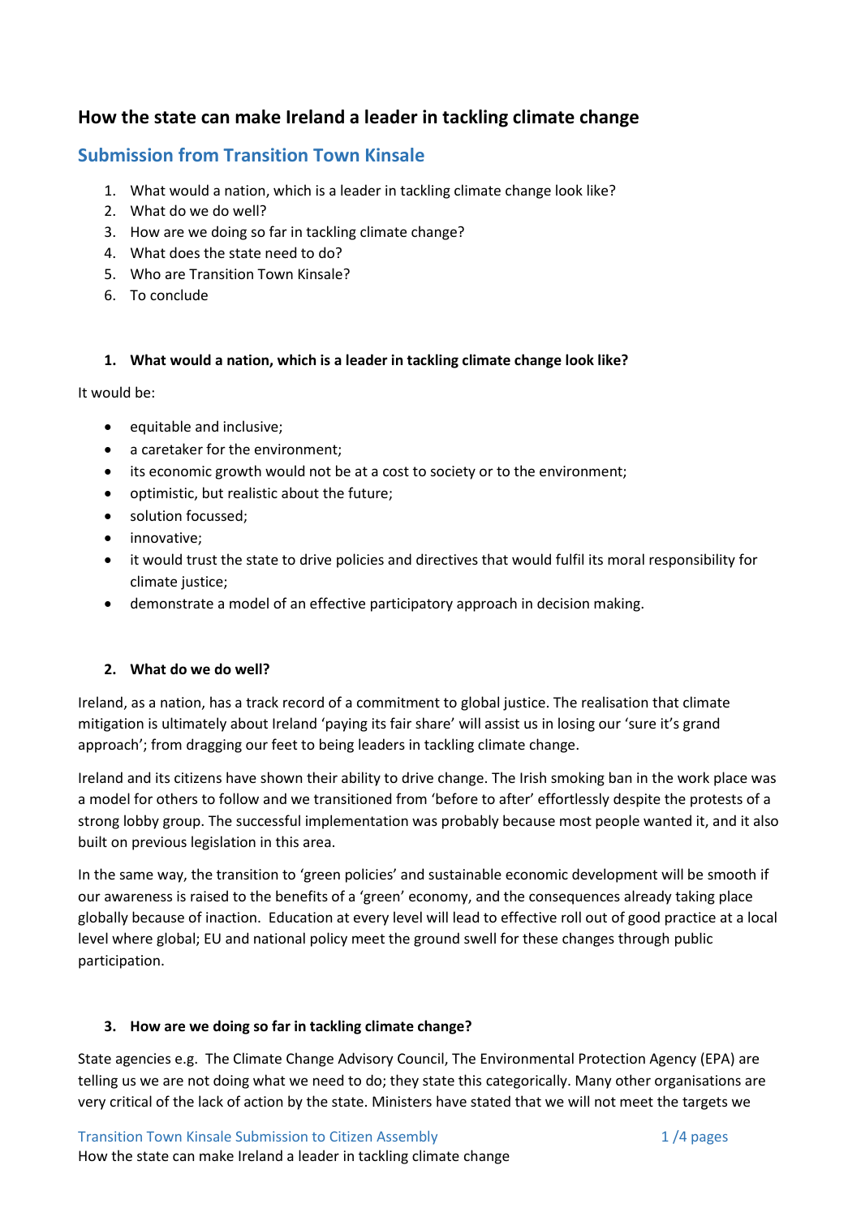# How the state can make Ireland a leader in tackling climate change

## Submission from Transition Town Kinsale

1. What would a nation, which is a leader in tackling climate change look like?
2. What do we do well?
3. How are we doing so far in tackling climate change?
4. What does the state need to do?
5. Who are Transition Town Kinsale?
6. To conclude

### 1. What would a nation, which is a leader in tackling climate change look like?

It would be:

- equitable and inclusive;
- a caretaker for the environment;
- its economic growth would not be at a cost to society or to the environment;
- optimistic, but realistic about the future;
- solution focussed;
- innovative;
- it would trust the state to drive policies and directives that would fulfil its moral responsibility for climate justice;
- demonstrate a model of an effective participatory approach in decision making.

### 2. What do we do well?

Ireland, as a nation, has a track record of a commitment to global justice. The realisation that climate mitigation is ultimately about Ireland 'paying its fair share' will assist us in losing our 'sure it's grand approach'; from dragging our feet to being leaders in tackling climate change.

Ireland and its citizens have shown their ability to drive change. The Irish smoking ban in the work place was a model for others to follow and we transitioned from 'before to after' effortlessly despite the protests of a strong lobby group. The successful implementation was probably because most people wanted it, and it also built on previous legislation in this area.

In the same way, the transition to 'green policies' and sustainable economic development will be smooth if our awareness is raised to the benefits of a 'green' economy, and the consequences already taking place globally because of inaction. Education at every level will lead to effective roll out of good practice at a local level where global; EU and national policy meet the ground swell for these changes through public participation.

### 3. How are we doing so far in tackling climate change?

State agencies e.g. The Climate Change Advisory Council, The Environmental Protection Agency (EPA) are telling us we are not doing what we need to do; they state this categorically. Many other organisations are very critical of the lack of action by the state. Ministers have stated that we will not meet the targets we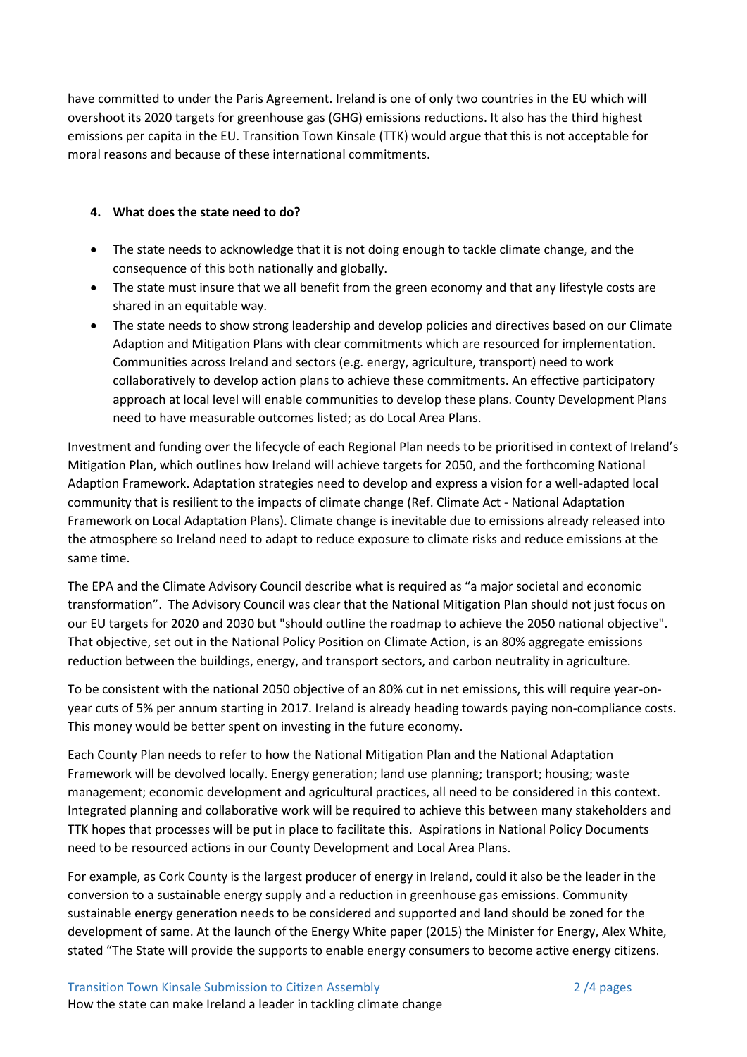have committed to under the Paris Agreement. Ireland is one of only two countries in the EU which will overshoot its 2020 targets for greenhouse gas (GHG) emissions reductions. It also has the third highest emissions per capita in the EU. Transition Town Kinsale (TTK) would argue that this is not acceptable for moral reasons and because of these international commitments.

4. **What does the state need to do?**

- The state needs to acknowledge that it is not doing enough to tackle climate change, and the consequence of this both nationally and globally.
- The state must insure that we all benefit from the green economy and that any lifestyle costs are shared in an equitable way.
- The state needs to show strong leadership and develop policies and directives based on our Climate Adaption and Mitigation Plans with clear commitments which are resourced for implementation. Communities across Ireland and sectors (e.g. energy, agriculture, transport) need to work collaboratively to develop action plans to achieve these commitments. An effective participatory approach at local level will enable communities to develop these plans. County Development Plans need to have measurable outcomes listed; as do Local Area Plans.

Investment and funding over the lifecycle of each Regional Plan needs to be prioritised in context of Ireland's Mitigation Plan, which outlines how Ireland will achieve targets for 2050, and the forthcoming National Adaption Framework. Adaptation strategies need to develop and express a vision for a well-adapted local community that is resilient to the impacts of climate change (Ref. Climate Act - National Adaptation Framework on Local Adaptation Plans). Climate change is inevitable due to emissions already released into the atmosphere so Ireland need to adapt to reduce exposure to climate risks and reduce emissions at the same time.

The EPA and the Climate Advisory Council describe what is required as "a major societal and economic transformation". The Advisory Council was clear that the National Mitigation Plan should not just focus on our EU targets for 2020 and 2030 but "should outline the roadmap to achieve the 2050 national objective". That objective, set out in the National Policy Position on Climate Action, is an 80% aggregate emissions reduction between the buildings, energy, and transport sectors, and carbon neutrality in agriculture.

To be consistent with the national 2050 objective of an 80% cut in net emissions, this will require year-on-year cuts of 5% per annum starting in 2017. Ireland is already heading towards paying non-compliance costs. This money would be better spent on investing in the future economy.

Each County Plan needs to refer to how the National Mitigation Plan and the National Adaptation Framework will be devolved locally. Energy generation; land use planning; transport; housing; waste management; economic development and agricultural practices, all need to be considered in this context. Integrated planning and collaborative work will be required to achieve this between many stakeholders and TTK hopes that processes will be put in place to facilitate this. Aspirations in National Policy Documents need to be resourced actions in our County Development and Local Area Plans.

For example, as Cork County is the largest producer of energy in Ireland, could it also be the leader in the conversion to a sustainable energy supply and a reduction in greenhouse gas emissions. Community sustainable energy generation needs to be considered and supported and land should be zoned for the development of same. At the launch of the Energy White paper (2015) the Minister for Energy, Alex White, stated "The State will provide the supports to enable energy consumers to become active energy citizens.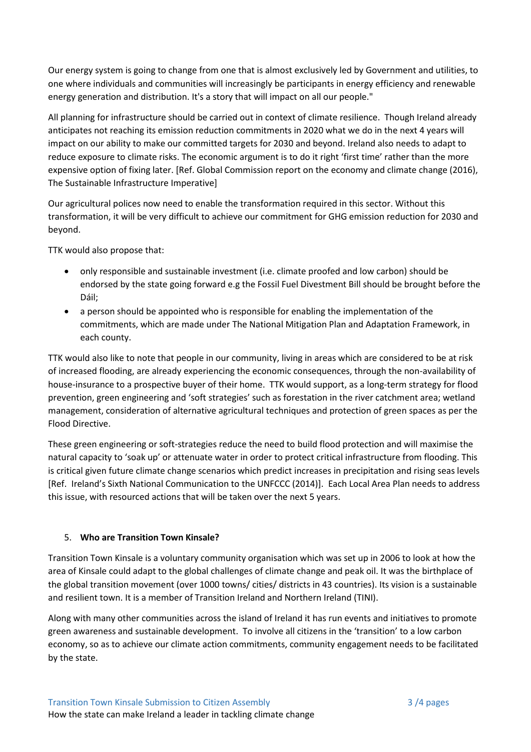Our energy system is going to change from one that is almost exclusively led by Government and utilities, to one where individuals and communities will increasingly be participants in energy efficiency and renewable energy generation and distribution. It's a story that will impact on all our people."

All planning for infrastructure should be carried out in context of climate resilience. Though Ireland already anticipates not reaching its emission reduction commitments in 2020 what we do in the next 4 years will impact on our ability to make our committed targets for 2030 and beyond. Ireland also needs to adapt to reduce exposure to climate risks. The economic argument is to do it right 'first time' rather than the more expensive option of fixing later. [Ref. Global Commission report on the economy and climate change (2016), The Sustainable Infrastructure Imperative]

Our agricultural polices now need to enable the transformation required in this sector. Without this transformation, it will be very difficult to achieve our commitment for GHG emission reduction for 2030 and beyond.

TTK would also propose that:

- only responsible and sustainable investment (i.e. climate proofed and low carbon) should be endorsed by the state going forward e.g the Fossil Fuel Divestment Bill should be brought before the Dáil;
- a person should be appointed who is responsible for enabling the implementation of the commitments, which are made under The National Mitigation Plan and Adaptation Framework, in each county.

TTK would also like to note that people in our community, living in areas which are considered to be at risk of increased flooding, are already experiencing the economic consequences, through the non-availability of house-insurance to a prospective buyer of their home. TTK would support, as a long-term strategy for flood prevention, green engineering and 'soft strategies' such as forestation in the river catchment area; wetland management, consideration of alternative agricultural techniques and protection of green spaces as per the Flood Directive.

These green engineering or soft-strategies reduce the need to build flood protection and will maximise the natural capacity to 'soak up' or attenuate water in order to protect critical infrastructure from flooding. This is critical given future climate change scenarios which predict increases in precipitation and rising seas levels [Ref. Ireland's Sixth National Communication to the UNFCCC (2014)]. Each Local Area Plan needs to address this issue, with resourced actions that will be taken over the next 5 years.

## 5. Who are Transition Town Kinsale?

Transition Town Kinsale is a voluntary community organisation which was set up in 2006 to look at how the area of Kinsale could adapt to the global challenges of climate change and peak oil. It was the birthplace of the global transition movement (over 1000 towns/ cities/ districts in 43 countries). Its vision is a sustainable and resilient town. It is a member of Transition Ireland and Northern Ireland (TINI).

Along with many other communities across the island of Ireland it has run events and initiatives to promote green awareness and sustainable development. To involve all citizens in the 'transition' to a low carbon economy, so as to achieve our climate action commitments, community engagement needs to be facilitated by the state.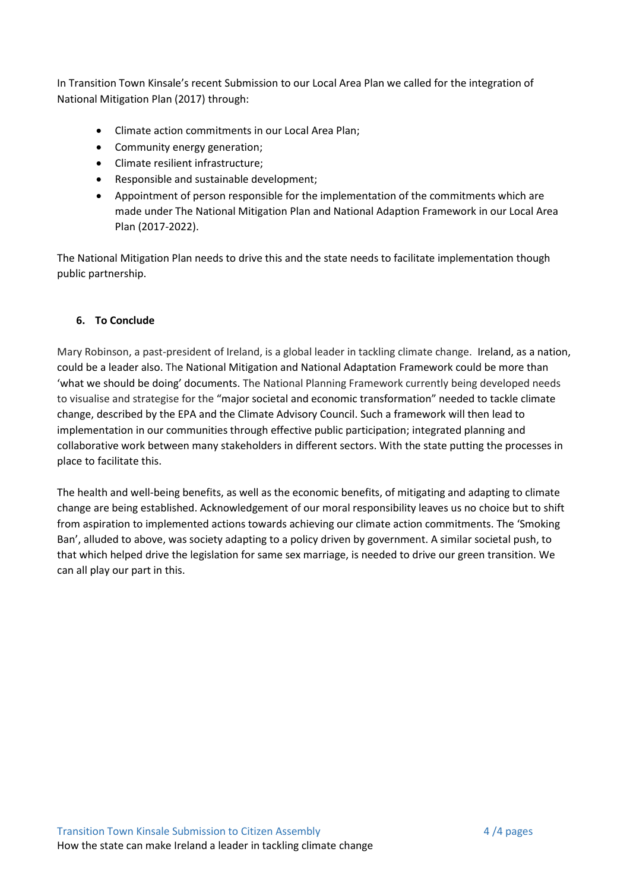In Transition Town Kinsale's recent Submission to our Local Area Plan we called for the integration of National Mitigation Plan (2017) through:

- Climate action commitments in our Local Area Plan;
- Community energy generation;
- Climate resilient infrastructure;
- Responsible and sustainable development;
- Appointment of person responsible for the implementation of the commitments which are made under The National Mitigation Plan and National Adaption Framework in our Local Area Plan (2017-2022).

The National Mitigation Plan needs to drive this and the state needs to facilitate implementation though public partnership.

## 6. To Conclude

Mary Robinson, a past-president of Ireland, is a global leader in tackling climate change. Ireland, as a nation, could be a leader also. The National Mitigation and National Adaptation Framework could be more than 'what we should be doing' documents. The National Planning Framework currently being developed needs to visualise and strategise for the "major societal and economic transformation" needed to tackle climate change, described by the EPA and the Climate Advisory Council. Such a framework will then lead to implementation in our communities through effective public participation; integrated planning and collaborative work between many stakeholders in different sectors. With the state putting the processes in place to facilitate this.

The health and well-being benefits, as well as the economic benefits, of mitigating and adapting to climate change are being established. Acknowledgement of our moral responsibility leaves us no choice but to shift from aspiration to implemented actions towards achieving our climate action commitments. The 'Smoking Ban', alluded to above, was society adapting to a policy driven by government. A similar societal push, to that which helped drive the legislation for same sex marriage, is needed to drive our green transition. We can all play our part in this.